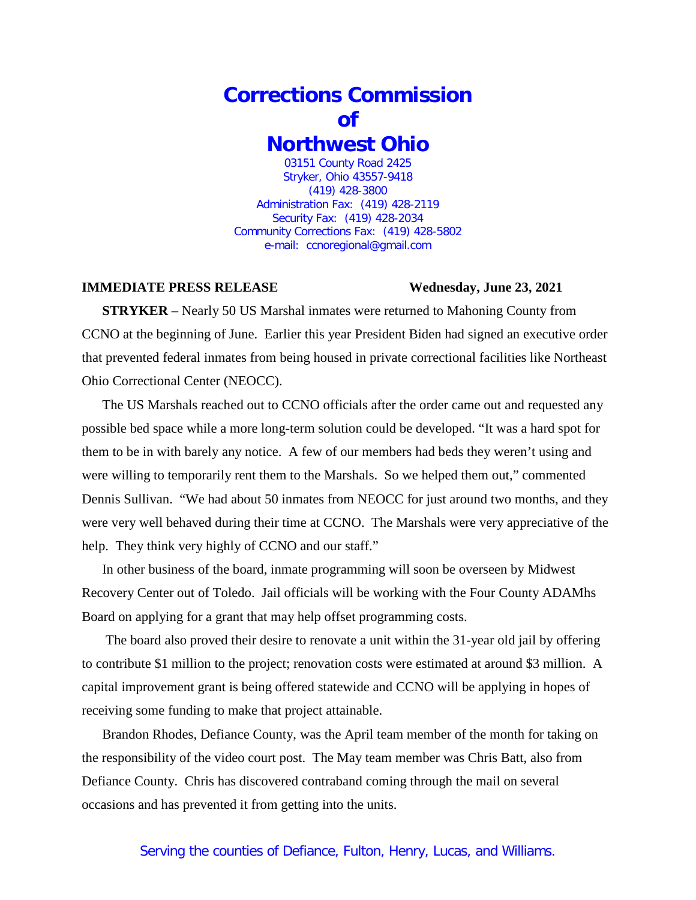# Corrections Commission of Northwest Ohio

03151 County Road 2425
Stryker, Ohio 43557-9418
(419) 428-3800
Administration Fax: (419) 428-2119
Security Fax: (419) 428-2034
Community Corrections Fax: (419) 428-5802
e-mail: ccnoregional@gmail.com

**IMMEDIATE PRESS RELEASE** **Wednesday, June 23, 2021**

**STRYKER** – Nearly 50 US Marshal inmates were returned to Mahoning County from CCNO at the beginning of June. Earlier this year President Biden had signed an executive order that prevented federal inmates from being housed in private correctional facilities like Northeast Ohio Correctional Center (NEOCC).

The US Marshals reached out to CCNO officials after the order came out and requested any possible bed space while a more long-term solution could be developed. "It was a hard spot for them to be in with barely any notice. A few of our members had beds they weren't using and were willing to temporarily rent them to the Marshals. So we helped them out," commented Dennis Sullivan. "We had about 50 inmates from NEOCC for just around two months, and they were very well behaved during their time at CCNO. The Marshals were very appreciative of the help. They think very highly of CCNO and our staff."

In other business of the board, inmate programming will soon be overseen by Midwest Recovery Center out of Toledo. Jail officials will be working with the Four County ADAMhs Board on applying for a grant that may help offset programming costs.

The board also proved their desire to renovate a unit within the 31-year old jail by offering to contribute $1 million to the project; renovation costs were estimated at around $3 million. A capital improvement grant is being offered statewide and CCNO will be applying in hopes of receiving some funding to make that project attainable.

Brandon Rhodes, Defiance County, was the April team member of the month for taking on the responsibility of the video court post. The May team member was Chris Batt, also from Defiance County. Chris has discovered contraband coming through the mail on several occasions and has prevented it from getting into the units.

Serving the counties of Defiance, Fulton, Henry, Lucas, and Williams.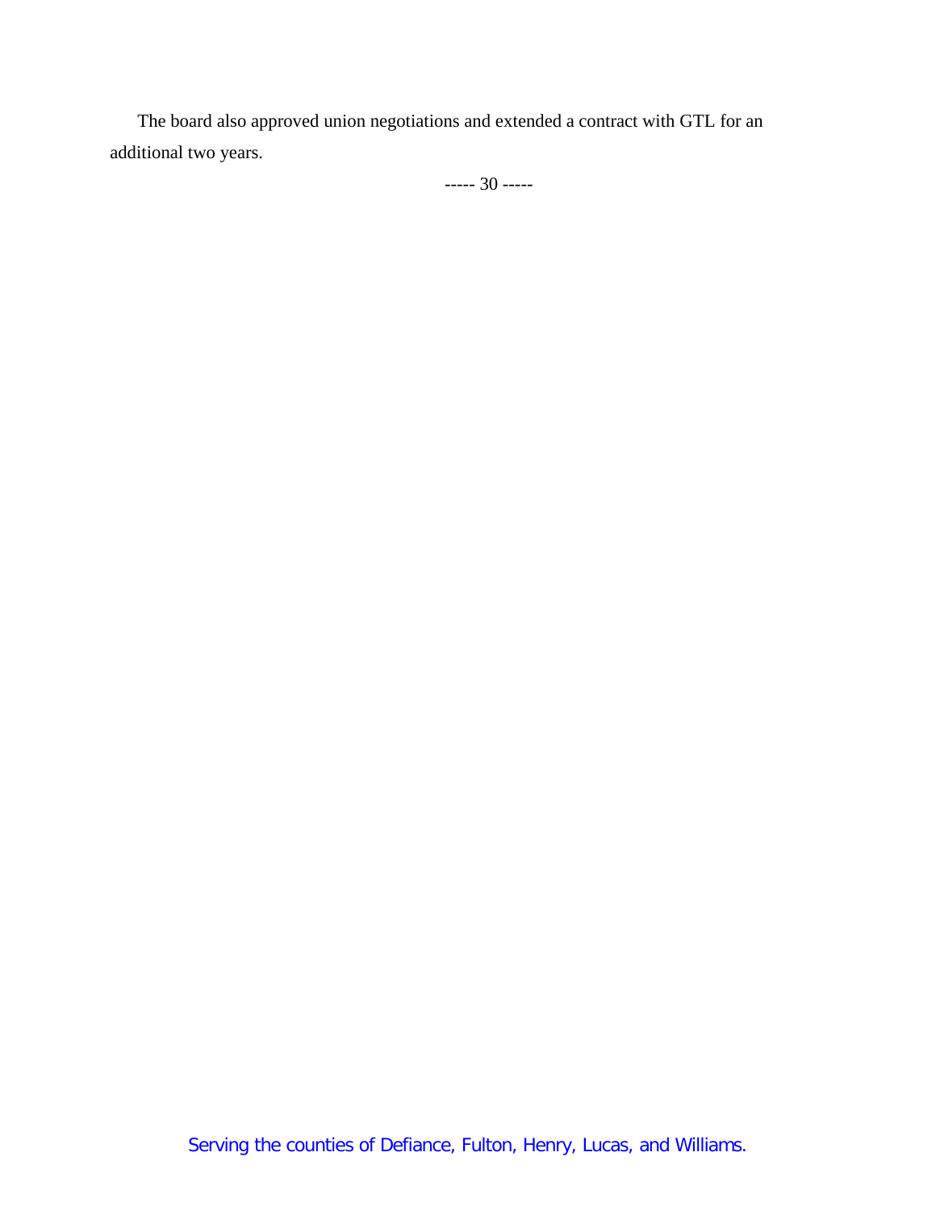The board also approved union negotiations and extended a contract with GTL for an additional two years.

----- 30 -----

Serving the counties of Defiance, Fulton, Henry, Lucas, and Williams.